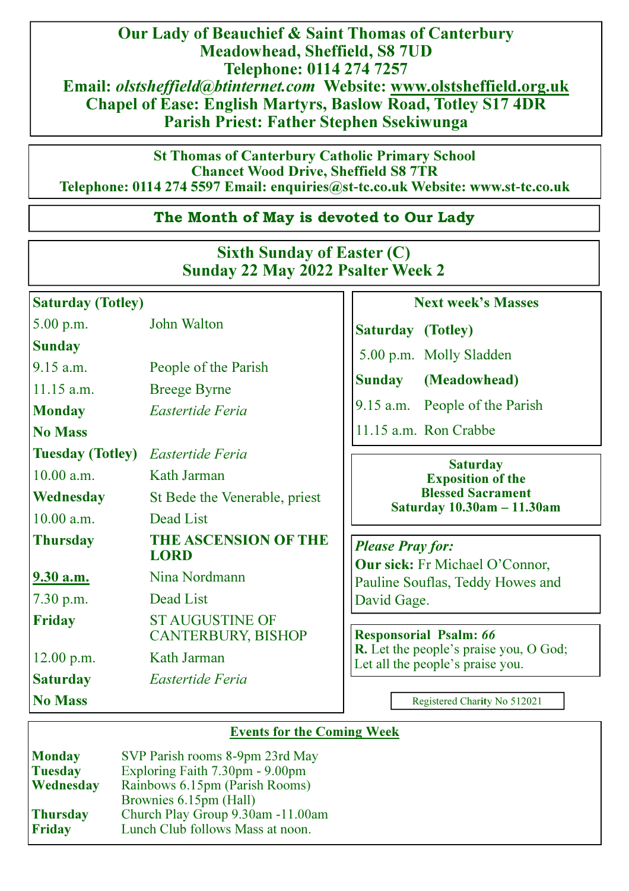# Our Lady of Beauchief & Saint Thomas of Canterbury

**Meadowhead, Sheffield, S8 7UD**
**Telephone: 0114 274 7257**
**Email: *olstsheffield@btinternet.com* Website: www.olstsheffield.org.uk**
**Chapel of Ease: English Martyrs, Baslow Road, Totley S17 4DR**
**Parish Priest: Father Stephen Ssekiwunga**

**St Thomas of Canterbury Catholic Primary School**
**Chancet Wood Drive, Sheffield S8 7TR**
**Telephone: 0114 274 5597 Email: enquiries@st-tc.co.uk Website: www.st-tc.co.uk**

**The Month of May is devoted to Our Lady**

## Sixth Sunday of Easter (C)
## Sunday 22 May 2022 Psalter Week 2

| | |
|---|---|
| **Saturday (Totley)** | |
| 5.00 p.m. | John Walton |
| **Sunday** | |
| 9.15 a.m. | People of the Parish |
| 11.15 a.m. | Breege Byrne |
| **Monday** | *Eastertide Feria* |
| **No Mass** | |
| **Tuesday (Totley)** | *Eastertide Feria* |
| 10.00 a.m. | Kath Jarman |
| **Wednesday** | St Bede the Venerable, priest |
| 10.00 a.m. | Dead List |
| **Thursday** | **THE ASCENSION OF THE LORD** |
| **9.30 a.m.** | Nina Nordmann |
| 7.30 p.m. | Dead List |
| **Friday** | ST AUGUSTINE OF CANTERBURY, BISHOP |
| 12.00 p.m. | Kath Jarman |
| **Saturday** | *Eastertide Feria* |
| **No Mass** | |

**Next week's Masses**

| | |
|---|---|
| **Saturday** | **(Totley)** |
| 5.00 p.m. | Molly Sladden |
| **Sunday** | **(Meadowhead)** |
| 9.15 a.m. | People of the Parish |
| 11.15 a.m. | Ron Crabbe |

**Saturday**
**Exposition of the Blessed Sacrament**
**Saturday 10.30am – 11.30am**

***Please Pray for:***
**Our sick:** Fr Michael O'Connor, Pauline Souflas, Teddy Howes and David Gage.

**Responsorial Psalm:** ***66***
**R.** Let the people's praise you, O God; Let all the people's praise you.

Registered Charity No 512021

## Events for the Coming Week

| | |
|---|---|
| **Monday** | SVP Parish rooms 8-9pm 23rd May |
| **Tuesday** | Exploring Faith 7.30pm - 9.00pm |
| **Wednesday** | Rainbows 6.15pm (Parish Rooms) |
| | Brownies 6.15pm (Hall) |
| **Thursday** | Church Play Group 9.30am -11.00am |
| **Friday** | Lunch Club follows Mass at noon. |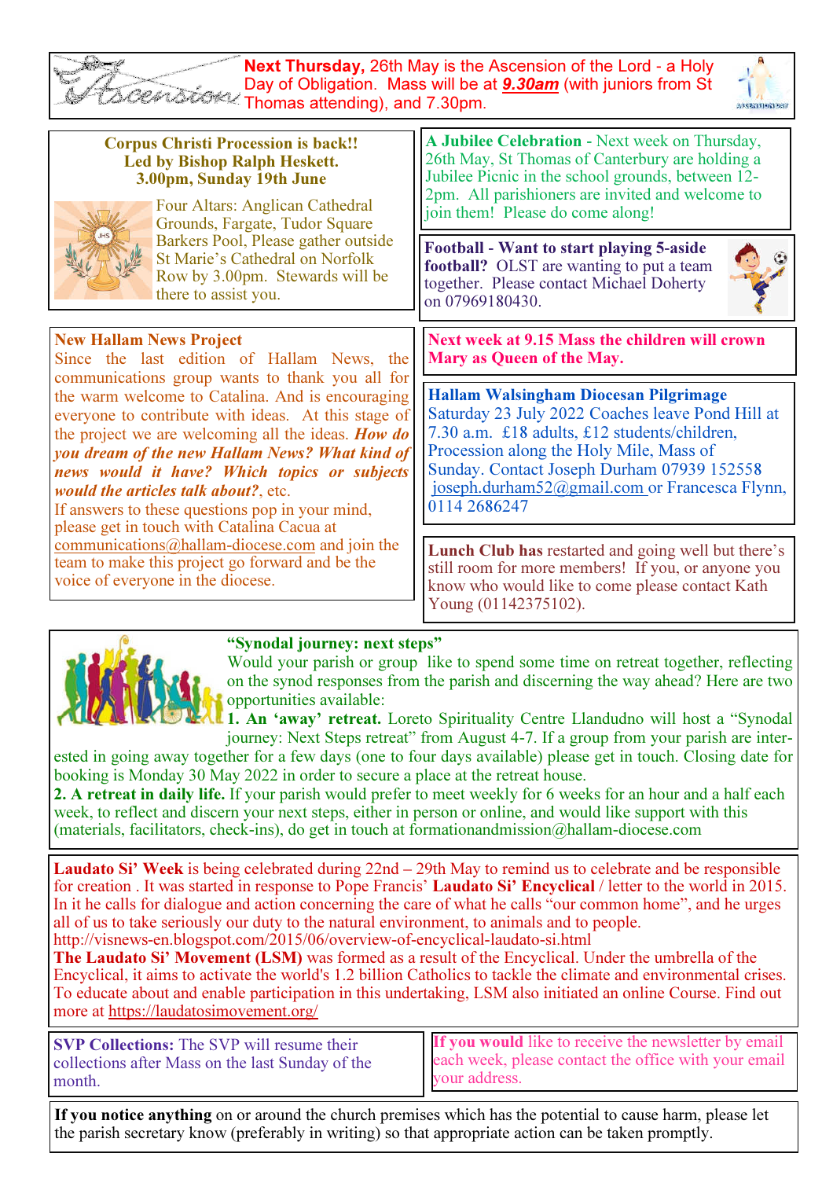**Next Thursday,** 26th May is the Ascension of the Lord - a Holy Day of Obligation. Mass will be at ***9.30am*** (with juniors from St Thomas attending), and 7.30pm.

**Corpus Christi Procession is back!!**
**Led by Bishop Ralph Heskett.**
**3.00pm, Sunday 19th June**

Four Altars: Anglican Cathedral Grounds, Fargate, Tudor Square Barkers Pool, Please gather outside St Marie's Cathedral on Norfolk Row by 3.00pm. Stewards will be there to assist you.

**A Jubilee Celebration** - Next week on Thursday, 26th May, St Thomas of Canterbury are holding a Jubilee Picnic in the school grounds, between 12-2pm. All parishioners are invited and welcome to join them! Please do come along!

**Football - Want to start playing 5-aside football?** OLST are wanting to put a team together. Please contact Michael Doherty on 07969180430.

**New Hallam News Project**

Since the last edition of Hallam News, the communications group wants to thank you all for the warm welcome to Catalina. And is encouraging everyone to contribute with ideas. At this stage of the project we are welcoming all the ideas. ***How do you dream of the new Hallam News? What kind of news would it have? Which topics or subjects would the articles talk about?***, etc.

If answers to these questions pop in your mind, please get in touch with Catalina Cacua at communications@hallam-diocese.com and join the team to make this project go forward and be the voice of everyone in the diocese.

**Next week at 9.15 Mass the children will crown Mary as Queen of the May.**

**Hallam Walsingham Diocesan Pilgrimage**

Saturday 23 July 2022 Coaches leave Pond Hill at 7.30 a.m. £18 adults, £12 students/children, Procession along the Holy Mile, Mass of Sunday. Contact Joseph Durham 07939 152558 joseph.durham52@gmail.com or Francesca Flynn, 0114 2686247

**Lunch Club has** restarted and going well but there's still room for more members! If you, or anyone you know who would like to come please contact Kath Young (01142375102).

**"Synodal journey: next steps"**

Would your parish or group like to spend some time on retreat together, reflecting on the synod responses from the parish and discerning the way ahead? Here are two opportunities available:

**1. An 'away' retreat.** Loreto Spirituality Centre Llandudno will host a "Synodal journey: Next Steps retreat" from August 4-7. If a group from your parish are interested in going away together for a few days (one to four days available) please get in touch. Closing date for booking is Monday 30 May 2022 in order to secure a place at the retreat house.

**2. A retreat in daily life.** If your parish would prefer to meet weekly for 6 weeks for an hour and a half each week, to reflect and discern your next steps, either in person or online, and would like support with this (materials, facilitators, check-ins), do get in touch at formationandmission@hallam-diocese.com

**Laudato Si' Week** is being celebrated during 22nd – 29th May to remind us to celebrate and be responsible for creation . It was started in response to Pope Francis' **Laudato Si' Encyclical** / letter to the world in 2015. In it he calls for dialogue and action concerning the care of what he calls "our common home", and he urges all of us to take seriously our duty to the natural environment, to animals and to people.
http://visnews-en.blogspot.com/2015/06/overview-of-encyclical-laudato-si.html

**The Laudato Si' Movement (LSM)** was formed as a result of the Encyclical. Under the umbrella of the Encyclical, it aims to activate the world's 1.2 billion Catholics to tackle the climate and environmental crises. To educate about and enable participation in this undertaking, LSM also initiated an online Course. Find out more at https://laudatosimovement.org/

**SVP Collections:** The SVP will resume their collections after Mass on the last Sunday of the month.

**If you would** like to receive the newsletter by email each week, please contact the office with your email your address.

**If you notice anything** on or around the church premises which has the potential to cause harm, please let the parish secretary know (preferably in writing) so that appropriate action can be taken promptly.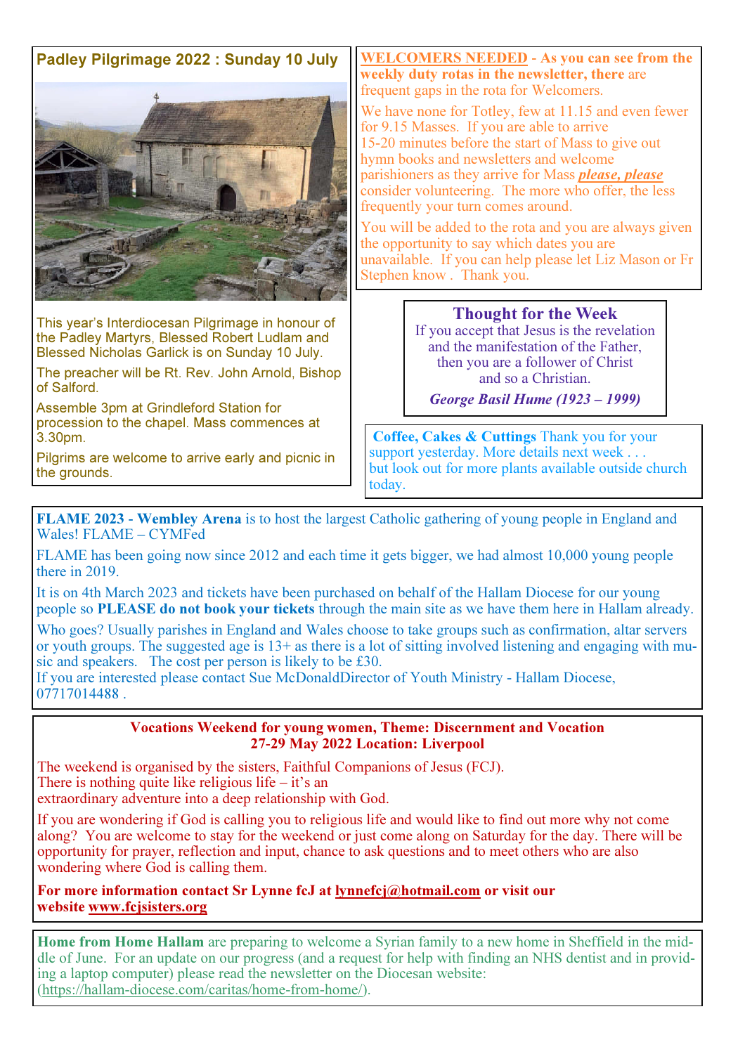## Padley Pilgrimage 2022 : Sunday 10 July

This year's Interdiocesan Pilgrimage in honour of the Padley Martyrs, Blessed Robert Ludlam and Blessed Nicholas Garlick is on Sunday 10 July.

The preacher will be Rt. Rev. John Arnold, Bishop of Salford.

Assemble 3pm at Grindleford Station for procession to the chapel. Mass commences at 3.30pm.

Pilgrims are welcome to arrive early and picnic in the grounds.

**WELCOMERS NEEDED - As you can see from the weekly duty rotas in the newsletter, there** are frequent gaps in the rota for Welcomers.

We have none for Totley, few at 11.15 and even fewer for 9.15 Masses. If you are able to arrive 15-20 minutes before the start of Mass to give out hymn books and newsletters and welcome parishioners as they arrive for Mass ***please, please*** consider volunteering. The more who offer, the less frequently your turn comes around.

You will be added to the rota and you are always given the opportunity to say which dates you are unavailable. If you can help please let Liz Mason or Fr Stephen know . Thank you.

### Thought for the Week

If you accept that Jesus is the revelation and the manifestation of the Father, then you are a follower of Christ and so a Christian.

***George Basil Hume (1923 – 1999)***

**Coffee, Cakes & Cuttings** Thank you for your support yesterday. More details next week . . . but look out for more plants available outside church today.

**FLAME 2023 - Wembley Arena** is to host the largest Catholic gathering of young people in England and Wales! FLAME – CYMFed

FLAME has been going now since 2012 and each time it gets bigger, we had almost 10,000 young people there in 2019.

It is on 4th March 2023 and tickets have been purchased on behalf of the Hallam Diocese for our young people so **PLEASE do not book your tickets** through the main site as we have them here in Hallam already.

Who goes? Usually parishes in England and Wales choose to take groups such as confirmation, altar servers or youth groups. The suggested age is 13+ as there is a lot of sitting involved listening and engaging with music and speakers. The cost per person is likely to be £30.
If you are interested please contact Sue McDonaldDirector of Youth Ministry - Hallam Diocese, 07717014488 .

**Vocations Weekend for young women, Theme: Discernment and Vocation**
**27-29 May 2022 Location: Liverpool**

The weekend is organised by the sisters, Faithful Companions of Jesus (FCJ).
There is nothing quite like religious life – it's an extraordinary adventure into a deep relationship with God.

If you are wondering if God is calling you to religious life and would like to find out more why not come along? You are welcome to stay for the weekend or just come along on Saturday for the day. There will be opportunity for prayer, reflection and input, chance to ask questions and to meet others who are also wondering where God is calling them.

**For more information contact Sr Lynne fcJ at lynnefcj@hotmail.com or visit our website www.fcjsisters.org**

**Home from Home Hallam** are preparing to welcome a Syrian family to a new home in Sheffield in the middle of June. For an update on our progress (and a request for help with finding an NHS dentist and in providing a laptop computer) please read the newsletter on the Diocesan website: (https://hallam-diocese.com/caritas/home-from-home/).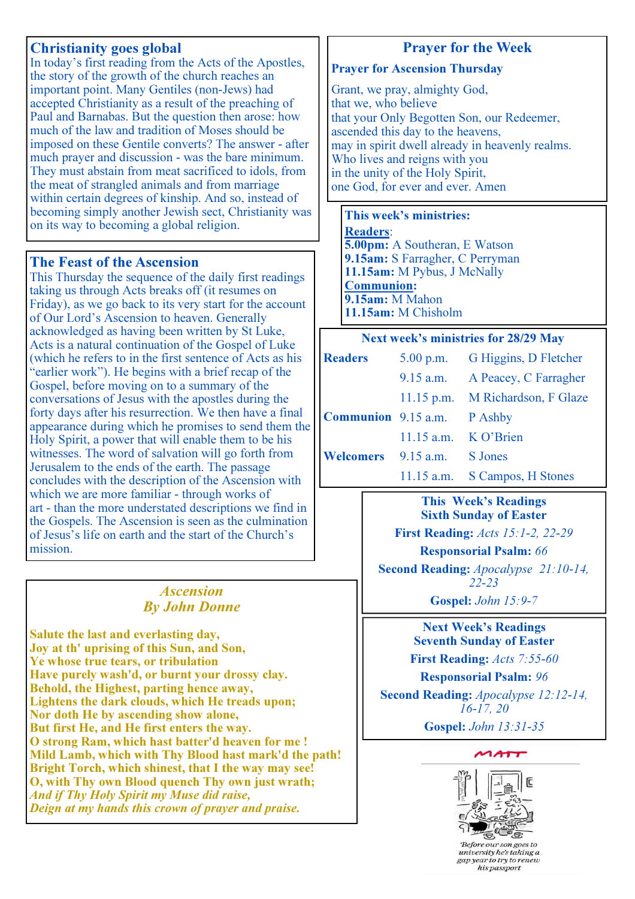## Christianity goes global

In today's first reading from the Acts of the Apostles, the story of the growth of the church reaches an important point. Many Gentiles (non-Jews) had accepted Christianity as a result of the preaching of Paul and Barnabas. But the question then arose: how much of the law and tradition of Moses should be imposed on these Gentile converts? The answer - after much prayer and discussion - was the bare minimum. They must abstain from meat sacrificed to idols, from the meat of strangled animals and from marriage within certain degrees of kinship. And so, instead of becoming simply another Jewish sect, Christianity was on its way to becoming a global religion.

## The Feast of the Ascension

This Thursday the sequence of the daily first readings taking us through Acts breaks off (it resumes on Friday), as we go back to its very start for the account of Our Lord's Ascension to heaven. Generally acknowledged as having been written by St Luke, Acts is a natural continuation of the Gospel of Luke (which he refers to in the first sentence of Acts as his "earlier work"). He begins with a brief recap of the Gospel, before moving on to a summary of the conversations of Jesus with the apostles during the forty days after his resurrection. We then have a final appearance during which he promises to send them the Holy Spirit, a power that will enable them to be his witnesses. The word of salvation will go forth from Jerusalem to the ends of the earth. The passage concludes with the description of the Ascension with which we are more familiar - through works of art - than the more understated descriptions we find in the Gospels. The Ascension is seen as the culmination of Jesus's life on earth and the start of the Church's mission.

### *Ascension*
### *By John Donne*

**Salute the last and everlasting day,**
**Joy at th' uprising of this Sun, and Son,**
**Ye whose true tears, or tribulation**
**Have purely wash'd, or burnt your drossy clay.**
**Behold, the Highest, parting hence away,**
**Lightens the dark clouds, which He treads upon;**
**Nor doth He by ascending show alone,**
**But first He, and He first enters the way.**
**O strong Ram, which hast batter'd heaven for me !**
**Mild Lamb, which with Thy Blood hast mark'd the path!**
**Bright Torch, which shinest, that I the way may see!**
**O, with Thy own Blood quench Thy own just wrath;**
***And if Thy Holy Spirit my Muse did raise,***
***Deign at my hands this crown of prayer and praise.***

## Prayer for the Week

**Prayer for Ascension Thursday**

Grant, we pray, almighty God,
that we, who believe
that your Only Begotten Son, our Redeemer,
ascended this day to the heavens,
may in spirit dwell already in heavenly realms.
Who lives and reigns with you
in the unity of the Holy Spirit,
one God, for ever and ever. Amen

**This week's ministries:**

**Readers**:
**5.00pm:** A Southeran, E Watson
**9.15am:** S Farragher, C Perryman
**11.15am:** M Pybus, J McNally
**Communion:**
**9.15am:** M Mahon
**11.15am:** M Chisholm

**Next week's ministries for 28/29 May**

| | | |
|---|---|---|
| **Readers** | 5.00 p.m. | G Higgins, D Fletcher |
| | 9.15 a.m. | A Peacey, C Farragher |
| | 11.15 p.m. | M Richardson, F Glaze |
| **Communion** | 9.15 a.m. | P Ashby |
| | 11.15 a.m. | K O'Brien |
| **Welcomers** | 9.15 a.m. | S Jones |
| | 11.15 a.m. | S Campos, H Stones |

**This Week's Readings**
**Sixth Sunday of Easter**

**First Reading:** *Acts 15:1-2, 22-29*
**Responsorial Psalm:** *66*
**Second Reading:** *Apocalypse 21:10-14, 22-23*
**Gospel:** *John 15:9-7*

**Next Week's Readings**
**Seventh Sunday of Easter**

**First Reading:** *Acts 7:55-60*
**Responsorial Psalm:** *96*
**Second Reading:** *Apocalypse 12:12-14, 16-17, 20*
**Gospel:** *John 13:31-35*

MATT

'Before our son goes to university he's taking a gap year to try to renew his passport